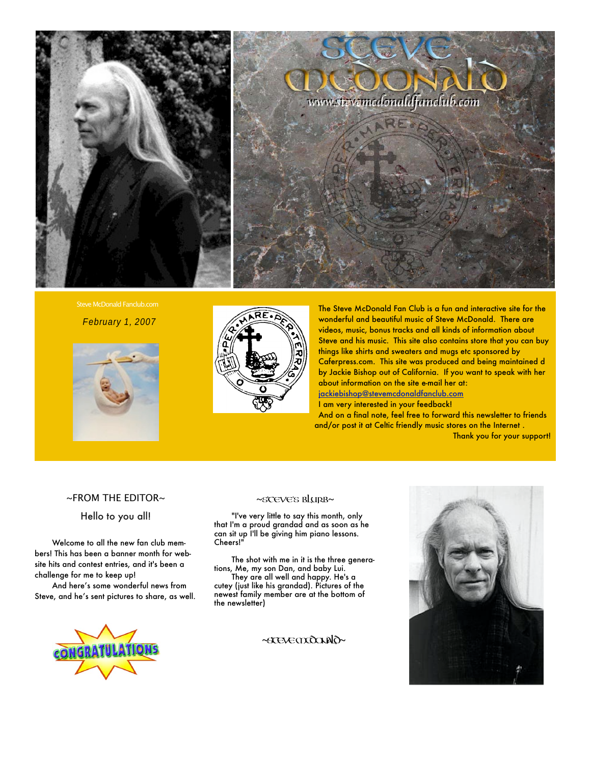# STEVE MCDONALD

www.stevemcdonaldfanclub.com

Steve McDonald Fanclub.com

*February 1, 2007*

The Steve McDonald Fan Club is a fun and interactive site for the wonderful and beautiful music of Steve McDonald. There are videos, music, bonus tracks and all kinds of information about Steve and his music. This site also contains store that you can buy things like shirts and sweaters and mugs etc sponsored by Caferpress.com. This site was produced and being maintained d by Jackie Bishop out of California. If you want to speak with her about information on the site e-mail her at: jackiebishop@stevemcdonaldfanclub.com

I am very interested in your feedback!

And on a final note, feel free to forward this newsletter to friends and/or post it at Celtic friendly music stores on the Internet .

Thank you for your support!

## ~FROM THE EDITOR~

Hello to you all!

Welcome to all the new fan club members! This has been a banner month for website hits and contest entries, and it's been a challenge for me to keep up!

And here's some wonderful news from Steve, and he's sent pictures to share, as well.

CONGRATULATIONS

## ~STEVE'S BLURB~

"I've very little to say this month, only that I'm a proud grandad and as soon as he can sit up I'll be giving him piano lessons. Cheers!"

The shot with me in it is the three generations, Me, my son Dan, and baby Lui.

They are all well and happy. He's a cutey (just like his grandad). Pictures of the newest family member are at the bottom of the newsletter)

~steve mcdonald~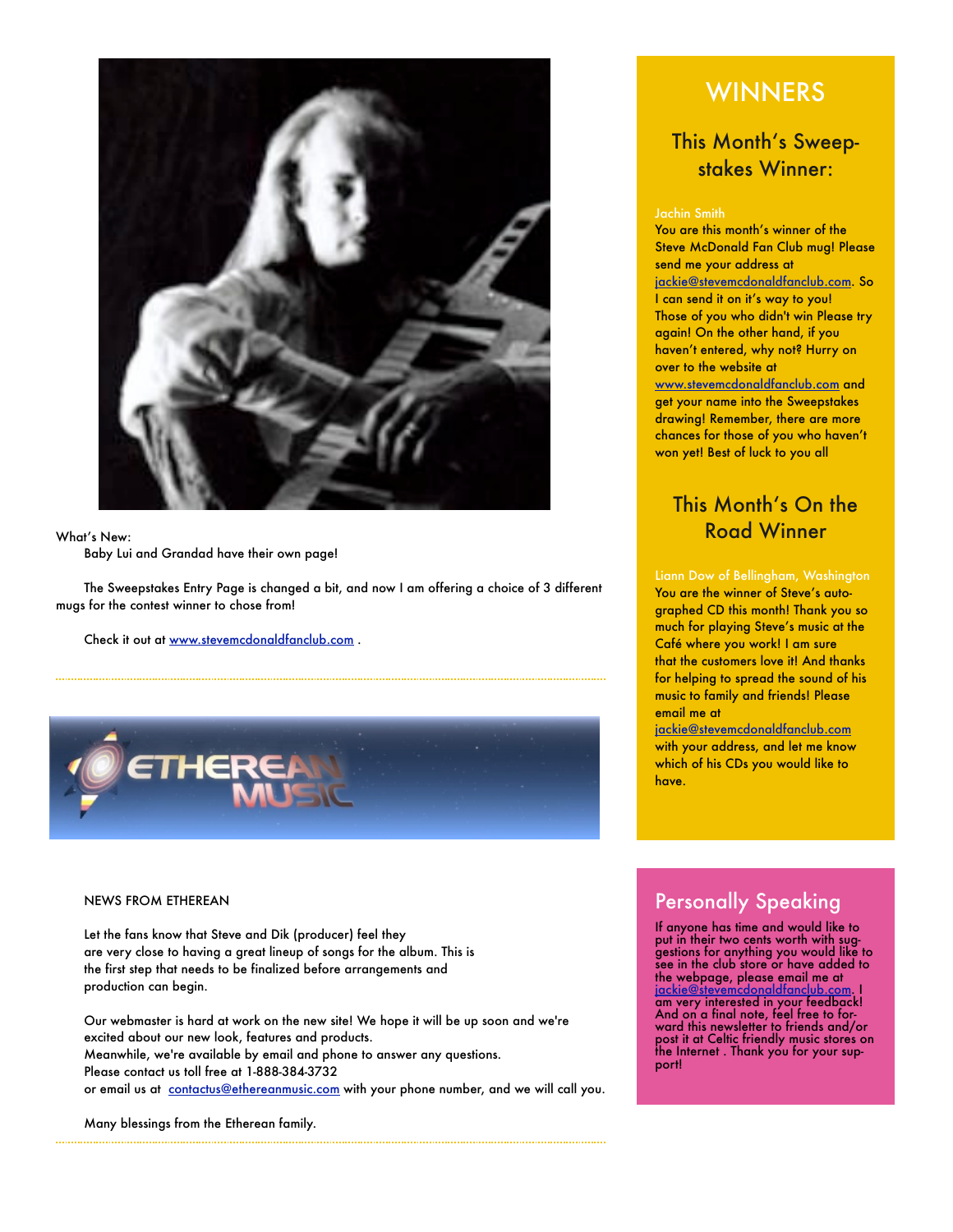What's New:

Baby Lui and Grandad have their own page!

The Sweepstakes Entry Page is changed a bit, and now I am offering a choice of 3 different mugs for the contest winner to chose from!

Check it out at www.stevemcdonaldfanclub.com .

NEWS FROM ETHEREAN

Let the fans know that Steve and Dik (producer) feel they are very close to having a great lineup of songs for the album. This is the first step that needs to be finalized before arrangements and production can begin.

Our webmaster is hard at work on the new site! We hope it will be up soon and we're excited about our new look, features and products.
Meanwhile, we're available by email and phone to answer any questions.
Please contact us toll free at 1-888-384-3732
or email us at contactus@ethereanmusic.com with your phone number, and we will call you.

Many blessings from the Etherean family.

# WINNERS

## This Month's Sweepstakes Winner:

Jachin Smith

You are this month's winner of the Steve McDonald Fan Club mug! Please send me your address at jackie@stevemcdonaldfanclub.com. So I can send it on it's way to you! Those of you who didn't win Please try again! On the other hand, if you haven't entered, why not? Hurry on over to the website at www.stevemcdonaldfanclub.com and get your name into the Sweepstakes drawing! Remember, there are more chances for those of you who haven't won yet! Best of luck to you all

## This Month's On the Road Winner

Liann Dow of Bellingham, Washington

You are the winner of Steve's autographed CD this month! Thank you so much for playing Steve's music at the Café where you work! I am sure that the customers love it! And thanks for helping to spread the sound of his music to family and friends! Please email me at jackie@stevemcdonaldfanclub.com with your address, and let me know which of his CDs you would like to have.

## Personally Speaking

If anyone has time and would like to put in their two cents worth with suggestions for anything you would like to see in the club store or have added to the webpage, please email me at jackie@stevemcdonaldfanclub.com. I am very interested in your feedback! And on a final note, feel free to forward this newsletter to friends and/or post it at Celtic friendly music stores on the Internet . Thank you for your support!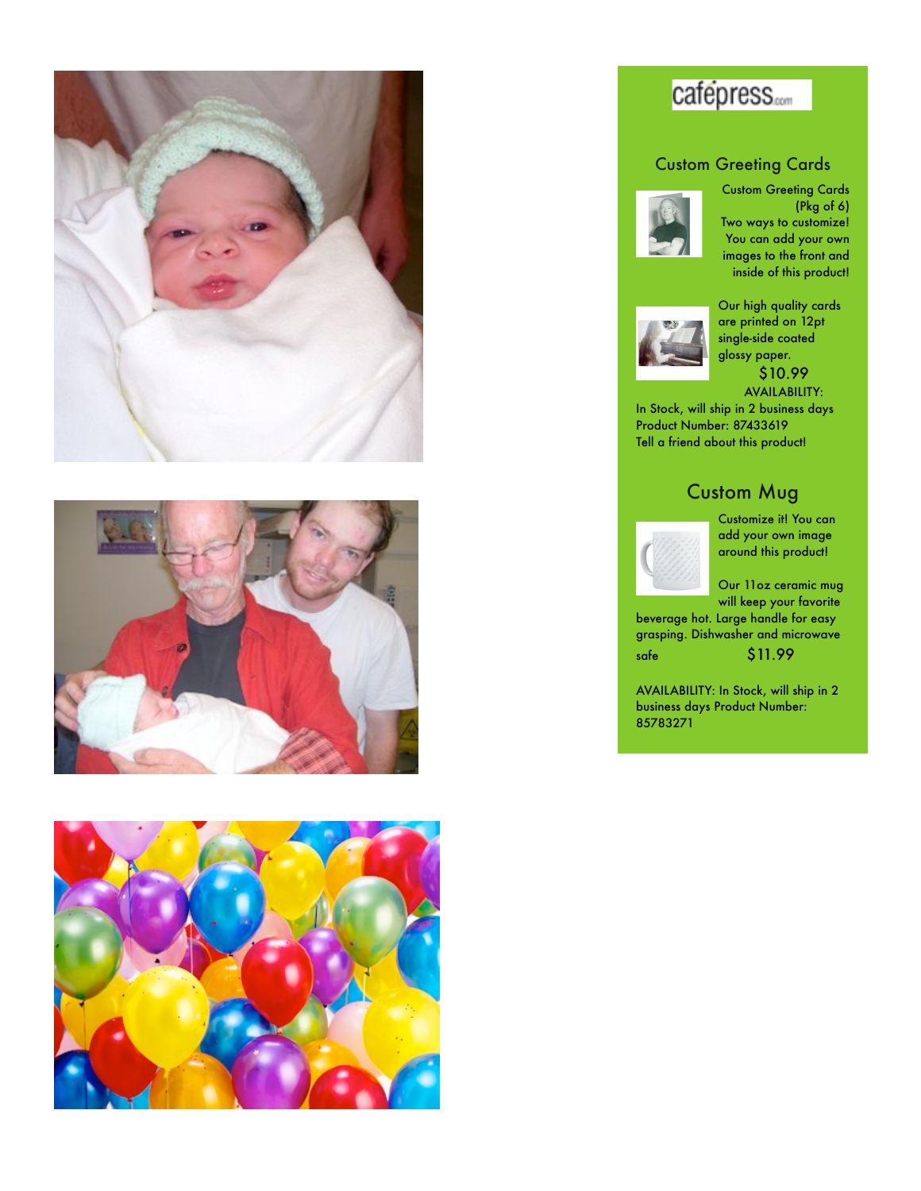cafepress.com

## Custom Greeting Cards

Custom Greeting Cards (Pkg of 6)
Two ways to customize! You can add your own images to the front and inside of this product!

Our high quality cards are printed on 12pt single-side coated glossy paper.

$10.99

AVAILABILITY:
In Stock, will ship in 2 business days
Product Number: 87433619
Tell a friend about this product!

## Custom Mug

Customize it! You can add your own image around this product!

Our 11oz ceramic mug will keep your favorite beverage hot. Large handle for easy grasping. Dishwasher and microwave safe

$11.99

AVAILABILITY: In Stock, will ship in 2 business days Product Number: 85783271